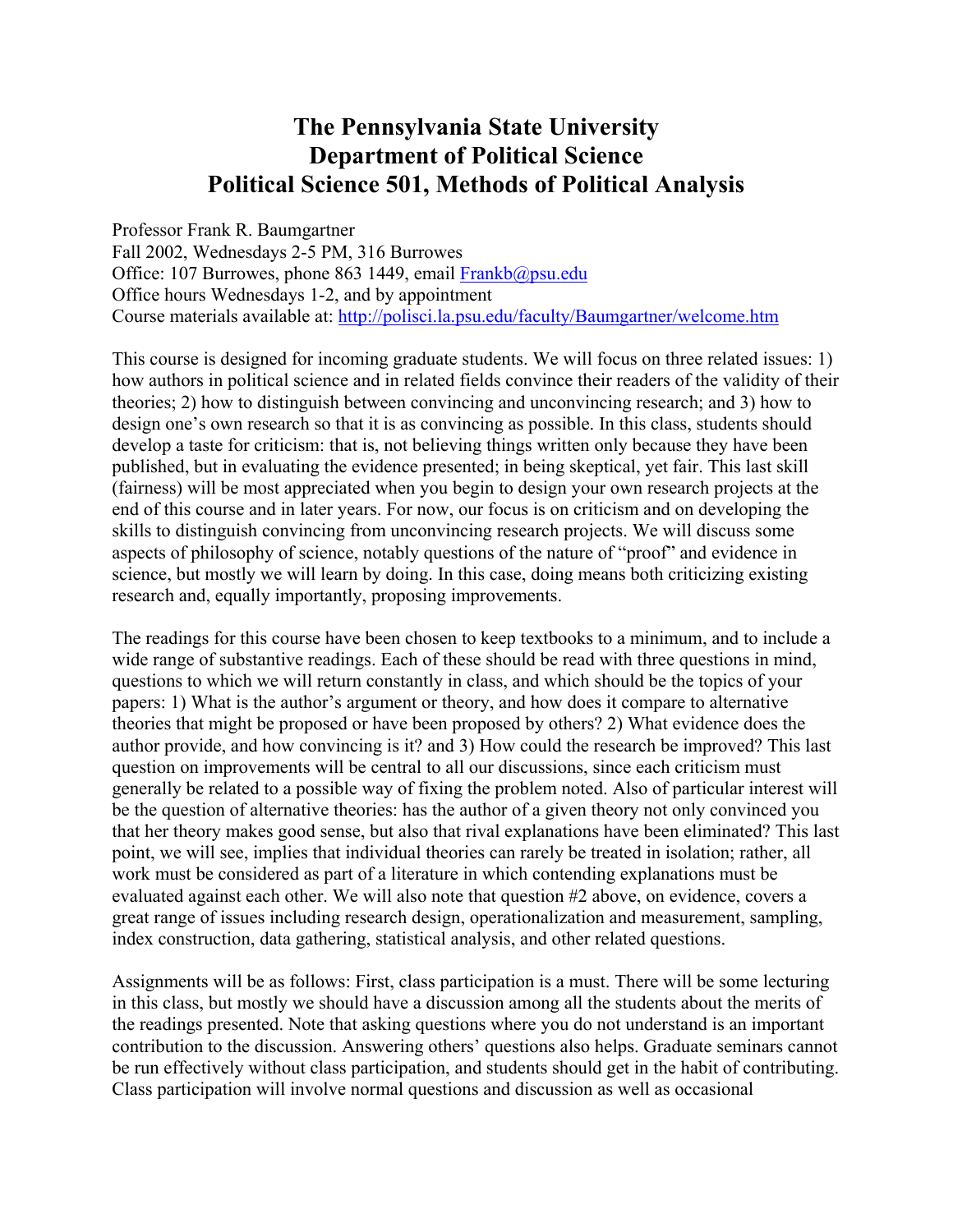# The Pennsylvania State University
# Department of Political Science
# Political Science 501, Methods of Political Analysis

Professor Frank R. Baumgartner
Fall 2002, Wednesdays 2-5 PM, 316 Burrowes
Office: 107 Burrowes, phone 863 1449, email Frankb@psu.edu
Office hours Wednesdays 1-2, and by appointment
Course materials available at: http://polisci.la.psu.edu/faculty/Baumgartner/welcome.htm

This course is designed for incoming graduate students. We will focus on three related issues: 1) how authors in political science and in related fields convince their readers of the validity of their theories; 2) how to distinguish between convincing and unconvincing research; and 3) how to design one's own research so that it is as convincing as possible. In this class, students should develop a taste for criticism: that is, not believing things written only because they have been published, but in evaluating the evidence presented; in being skeptical, yet fair. This last skill (fairness) will be most appreciated when you begin to design your own research projects at the end of this course and in later years. For now, our focus is on criticism and on developing the skills to distinguish convincing from unconvincing research projects. We will discuss some aspects of philosophy of science, notably questions of the nature of "proof" and evidence in science, but mostly we will learn by doing. In this case, doing means both criticizing existing research and, equally importantly, proposing improvements.

The readings for this course have been chosen to keep textbooks to a minimum, and to include a wide range of substantive readings. Each of these should be read with three questions in mind, questions to which we will return constantly in class, and which should be the topics of your papers: 1) What is the author's argument or theory, and how does it compare to alternative theories that might be proposed or have been proposed by others? 2) What evidence does the author provide, and how convincing is it? and 3) How could the research be improved? This last question on improvements will be central to all our discussions, since each criticism must generally be related to a possible way of fixing the problem noted. Also of particular interest will be the question of alternative theories: has the author of a given theory not only convinced you that her theory makes good sense, but also that rival explanations have been eliminated? This last point, we will see, implies that individual theories can rarely be treated in isolation; rather, all work must be considered as part of a literature in which contending explanations must be evaluated against each other. We will also note that question #2 above, on evidence, covers a great range of issues including research design, operationalization and measurement, sampling, index construction, data gathering, statistical analysis, and other related questions.

Assignments will be as follows: First, class participation is a must. There will be some lecturing in this class, but mostly we should have a discussion among all the students about the merits of the readings presented. Note that asking questions where you do not understand is an important contribution to the discussion. Answering others' questions also helps. Graduate seminars cannot be run effectively without class participation, and students should get in the habit of contributing. Class participation will involve normal questions and discussion as well as occasional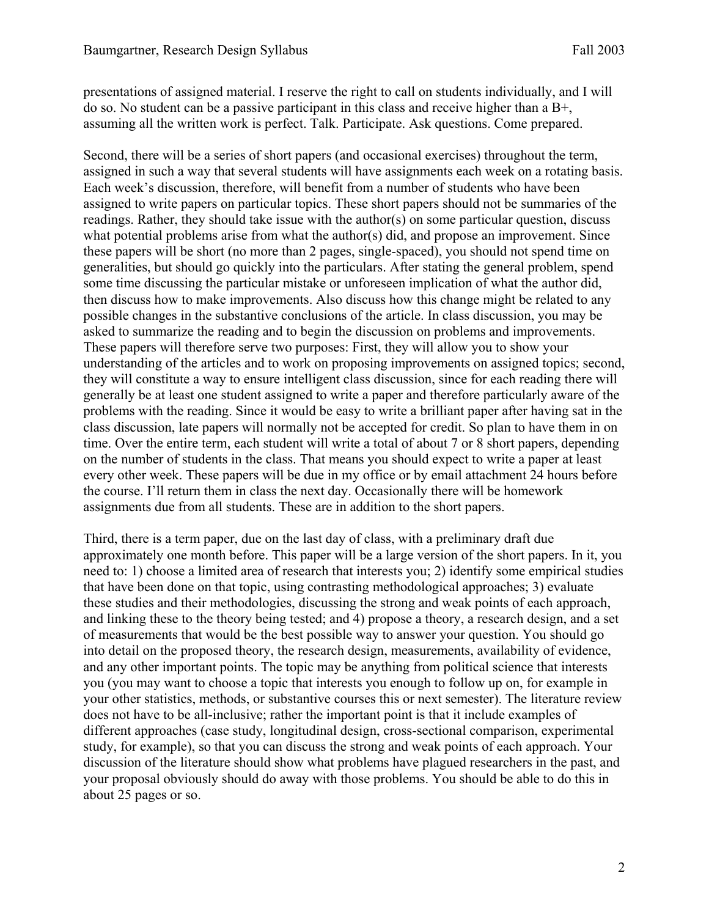presentations of assigned material. I reserve the right to call on students individually, and I will do so. No student can be a passive participant in this class and receive higher than a B+, assuming all the written work is perfect. Talk. Participate. Ask questions. Come prepared.

Second, there will be a series of short papers (and occasional exercises) throughout the term, assigned in such a way that several students will have assignments each week on a rotating basis. Each week's discussion, therefore, will benefit from a number of students who have been assigned to write papers on particular topics. These short papers should not be summaries of the readings. Rather, they should take issue with the author(s) on some particular question, discuss what potential problems arise from what the author(s) did, and propose an improvement. Since these papers will be short (no more than 2 pages, single-spaced), you should not spend time on generalities, but should go quickly into the particulars. After stating the general problem, spend some time discussing the particular mistake or unforeseen implication of what the author did, then discuss how to make improvements. Also discuss how this change might be related to any possible changes in the substantive conclusions of the article. In class discussion, you may be asked to summarize the reading and to begin the discussion on problems and improvements. These papers will therefore serve two purposes: First, they will allow you to show your understanding of the articles and to work on proposing improvements on assigned topics; second, they will constitute a way to ensure intelligent class discussion, since for each reading there will generally be at least one student assigned to write a paper and therefore particularly aware of the problems with the reading. Since it would be easy to write a brilliant paper after having sat in the class discussion, late papers will normally not be accepted for credit. So plan to have them in on time. Over the entire term, each student will write a total of about 7 or 8 short papers, depending on the number of students in the class. That means you should expect to write a paper at least every other week. These papers will be due in my office or by email attachment 24 hours before the course. I'll return them in class the next day. Occasionally there will be homework assignments due from all students. These are in addition to the short papers.

Third, there is a term paper, due on the last day of class, with a preliminary draft due approximately one month before. This paper will be a large version of the short papers. In it, you need to: 1) choose a limited area of research that interests you; 2) identify some empirical studies that have been done on that topic, using contrasting methodological approaches; 3) evaluate these studies and their methodologies, discussing the strong and weak points of each approach, and linking these to the theory being tested; and 4) propose a theory, a research design, and a set of measurements that would be the best possible way to answer your question. You should go into detail on the proposed theory, the research design, measurements, availability of evidence, and any other important points. The topic may be anything from political science that interests you (you may want to choose a topic that interests you enough to follow up on, for example in your other statistics, methods, or substantive courses this or next semester). The literature review does not have to be all-inclusive; rather the important point is that it include examples of different approaches (case study, longitudinal design, cross-sectional comparison, experimental study, for example), so that you can discuss the strong and weak points of each approach. Your discussion of the literature should show what problems have plagued researchers in the past, and your proposal obviously should do away with those problems. You should be able to do this in about 25 pages or so.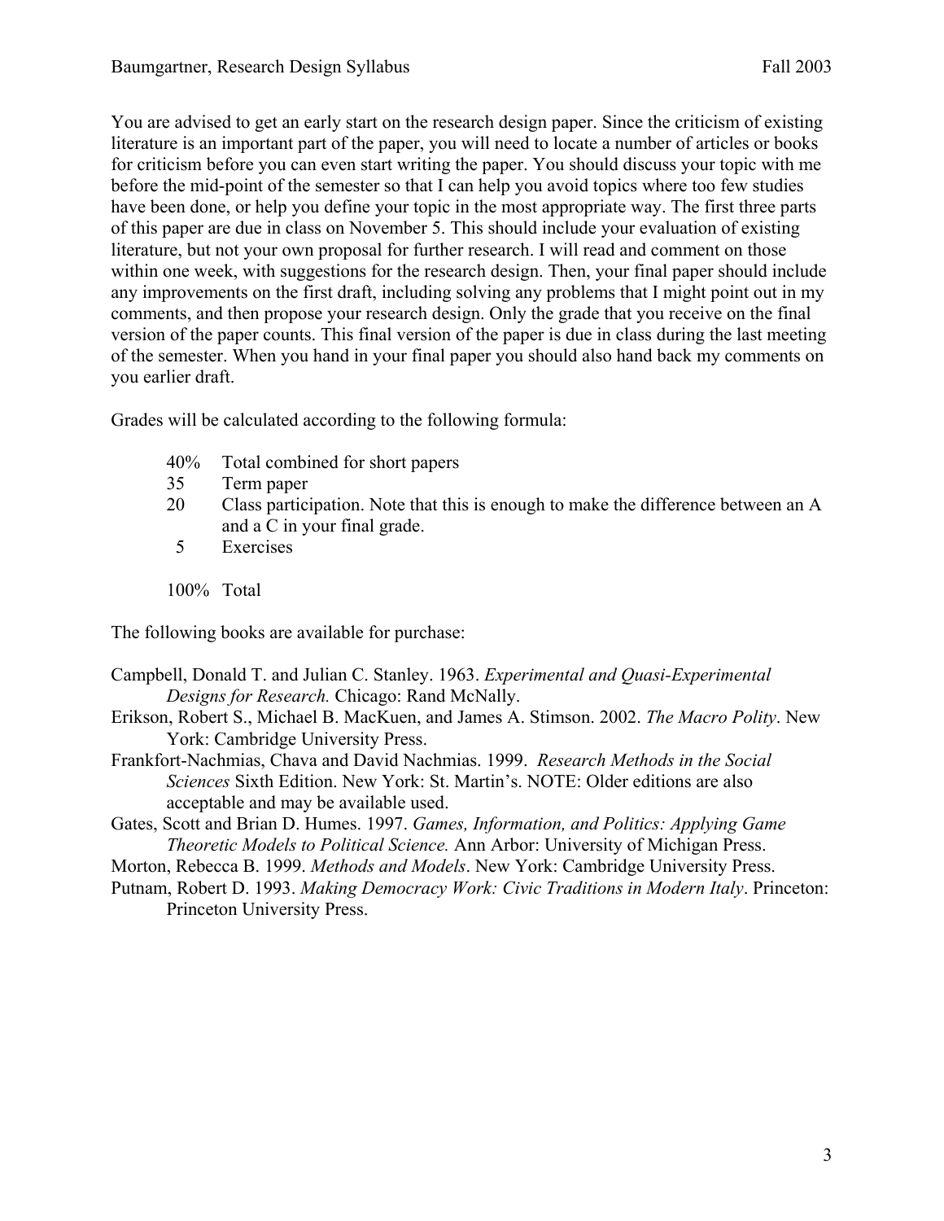You are advised to get an early start on the research design paper. Since the criticism of existing literature is an important part of the paper, you will need to locate a number of articles or books for criticism before you can even start writing the paper. You should discuss your topic with me before the mid-point of the semester so that I can help you avoid topics where too few studies have been done, or help you define your topic in the most appropriate way. The first three parts of this paper are due in class on November 5. This should include your evaluation of existing literature, but not your own proposal for further research. I will read and comment on those within one week, with suggestions for the research design. Then, your final paper should include any improvements on the first draft, including solving any problems that I might point out in my comments, and then propose your research design. Only the grade that you receive on the final version of the paper counts. This final version of the paper is due in class during the last meeting of the semester. When you hand in your final paper you should also hand back my comments on you earlier draft.

Grades will be calculated according to the following formula:

| | |
|---|---|
| 40% | Total combined for short papers |
| 35 | Term paper |
| 20 | Class participation. Note that this is enough to make the difference between an A and a C in your final grade. |
| 5 | Exercises |
| 100% | Total |

The following books are available for purchase:

Campbell, Donald T. and Julian C. Stanley. 1963. *Experimental and Quasi-Experimental Designs for Research.* Chicago: Rand McNally.

Erikson, Robert S., Michael B. MacKuen, and James A. Stimson. 2002. *The Macro Polity*. New York: Cambridge University Press.

Frankfort-Nachmias, Chava and David Nachmias. 1999. *Research Methods in the Social Sciences* Sixth Edition. New York: St. Martin's. NOTE: Older editions are also acceptable and may be available used.

Gates, Scott and Brian D. Humes. 1997. *Games, Information, and Politics: Applying Game Theoretic Models to Political Science.* Ann Arbor: University of Michigan Press.

Morton, Rebecca B. 1999. *Methods and Models*. New York: Cambridge University Press.

Putnam, Robert D. 1993. *Making Democracy Work: Civic Traditions in Modern Italy*. Princeton: Princeton University Press.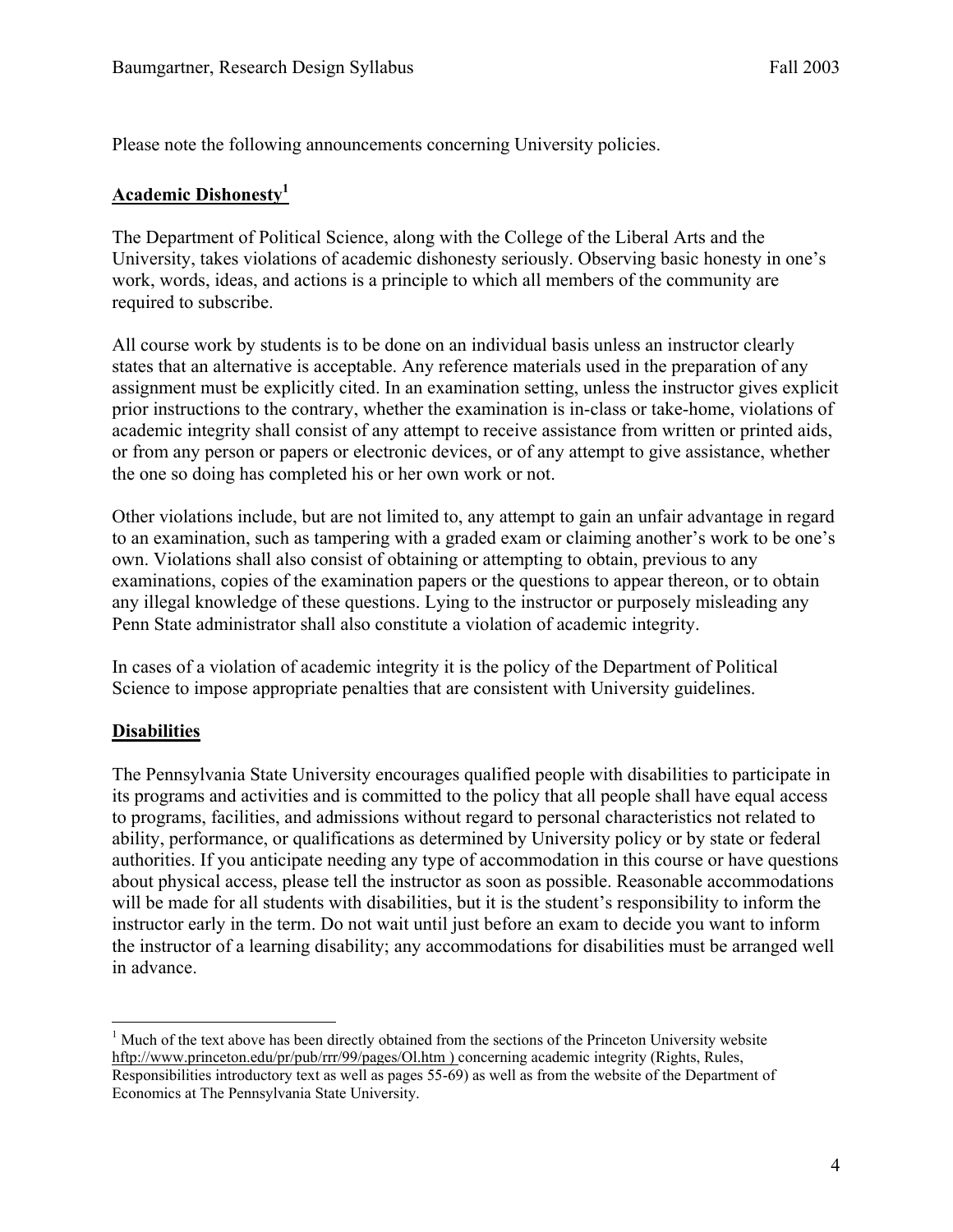Please note the following announcements concerning University policies.

## Academic Dishonesty[1]

The Department of Political Science, along with the College of the Liberal Arts and the University, takes violations of academic dishonesty seriously. Observing basic honesty in one's work, words, ideas, and actions is a principle to which all members of the community are required to subscribe.

All course work by students is to be done on an individual basis unless an instructor clearly states that an alternative is acceptable. Any reference materials used in the preparation of any assignment must be explicitly cited. In an examination setting, unless the instructor gives explicit prior instructions to the contrary, whether the examination is in-class or take-home, violations of academic integrity shall consist of any attempt to receive assistance from written or printed aids, or from any person or papers or electronic devices, or of any attempt to give assistance, whether the one so doing has completed his or her own work or not.

Other violations include, but are not limited to, any attempt to gain an unfair advantage in regard to an examination, such as tampering with a graded exam or claiming another's work to be one's own. Violations shall also consist of obtaining or attempting to obtain, previous to any examinations, copies of the examination papers or the questions to appear thereon, or to obtain any illegal knowledge of these questions. Lying to the instructor or purposely misleading any Penn State administrator shall also constitute a violation of academic integrity.

In cases of a violation of academic integrity it is the policy of the Department of Political Science to impose appropriate penalties that are consistent with University guidelines.

## Disabilities

The Pennsylvania State University encourages qualified people with disabilities to participate in its programs and activities and is committed to the policy that all people shall have equal access to programs, facilities, and admissions without regard to personal characteristics not related to ability, performance, or qualifications as determined by University policy or by state or federal authorities. If you anticipate needing any type of accommodation in this course or have questions about physical access, please tell the instructor as soon as possible. Reasonable accommodations will be made for all students with disabilities, but it is the student's responsibility to inform the instructor early in the term. Do not wait until just before an exam to decide you want to inform the instructor of a learning disability; any accommodations for disabilities must be arranged well in advance.

---

[1] Much of the text above has been directly obtained from the sections of the Princeton University website hftp://www.princeton.edu/pr/pub/rrr/99/pages/Ol.htm ) concerning academic integrity (Rights, Rules, Responsibilities introductory text as well as pages 55-69) as well as from the website of the Department of Economics at The Pennsylvania State University.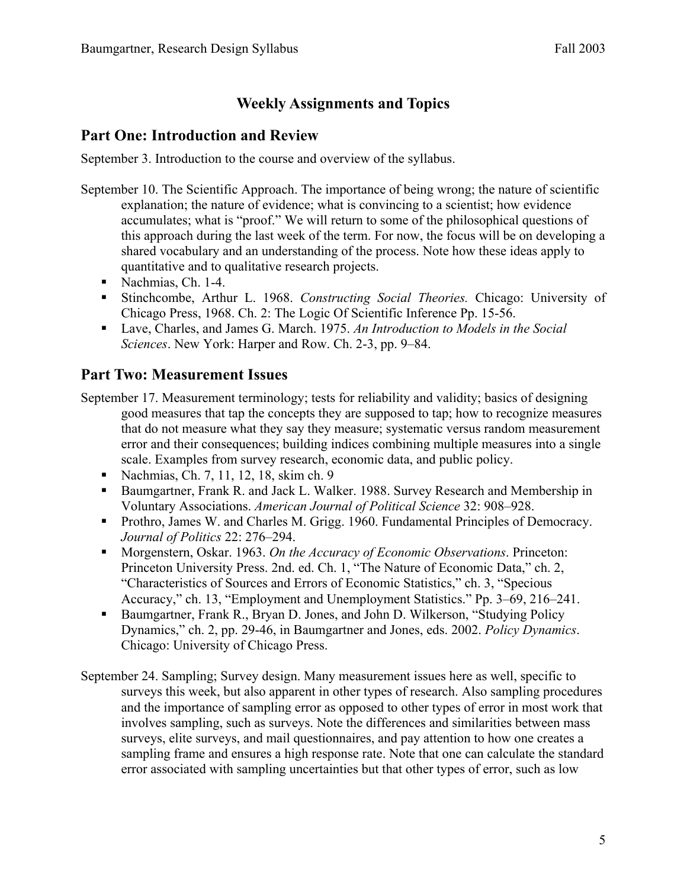## Weekly Assignments and Topics

## Part One: Introduction and Review

September 3. Introduction to the course and overview of the syllabus.

September 10. The Scientific Approach. The importance of being wrong; the nature of scientific explanation; the nature of evidence; what is convincing to a scientist; how evidence accumulates; what is "proof." We will return to some of the philosophical questions of this approach during the last week of the term. For now, the focus will be on developing a shared vocabulary and an understanding of the process. Note how these ideas apply to quantitative and to qualitative research projects.

- Nachmias, Ch. 1-4.
- Stinchcombe, Arthur L. 1968. *Constructing Social Theories.* Chicago: University of Chicago Press, 1968. Ch. 2: The Logic Of Scientific Inference Pp. 15-56.
- Lave, Charles, and James G. March. 1975. *An Introduction to Models in the Social Sciences*. New York: Harper and Row. Ch. 2-3, pp. 9–84.

## Part Two: Measurement Issues

September 17. Measurement terminology; tests for reliability and validity; basics of designing good measures that tap the concepts they are supposed to tap; how to recognize measures that do not measure what they say they measure; systematic versus random measurement error and their consequences; building indices combining multiple measures into a single scale. Examples from survey research, economic data, and public policy.

- Nachmias, Ch. 7, 11, 12, 18, skim ch. 9
- Baumgartner, Frank R. and Jack L. Walker. 1988. Survey Research and Membership in Voluntary Associations. *American Journal of Political Science* 32: 908–928.
- Prothro, James W. and Charles M. Grigg. 1960. Fundamental Principles of Democracy. *Journal of Politics* 22: 276–294.
- Morgenstern, Oskar. 1963. *On the Accuracy of Economic Observations*. Princeton: Princeton University Press. 2nd. ed. Ch. 1, "The Nature of Economic Data," ch. 2, "Characteristics of Sources and Errors of Economic Statistics," ch. 3, "Specious Accuracy," ch. 13, "Employment and Unemployment Statistics." Pp. 3–69, 216–241.
- Baumgartner, Frank R., Bryan D. Jones, and John D. Wilkerson, "Studying Policy Dynamics," ch. 2, pp. 29-46, in Baumgartner and Jones, eds. 2002. *Policy Dynamics*. Chicago: University of Chicago Press.

September 24. Sampling; Survey design. Many measurement issues here as well, specific to surveys this week, but also apparent in other types of research. Also sampling procedures and the importance of sampling error as opposed to other types of error in most work that involves sampling, such as surveys. Note the differences and similarities between mass surveys, elite surveys, and mail questionnaires, and pay attention to how one creates a sampling frame and ensures a high response rate. Note that one can calculate the standard error associated with sampling uncertainties but that other types of error, such as low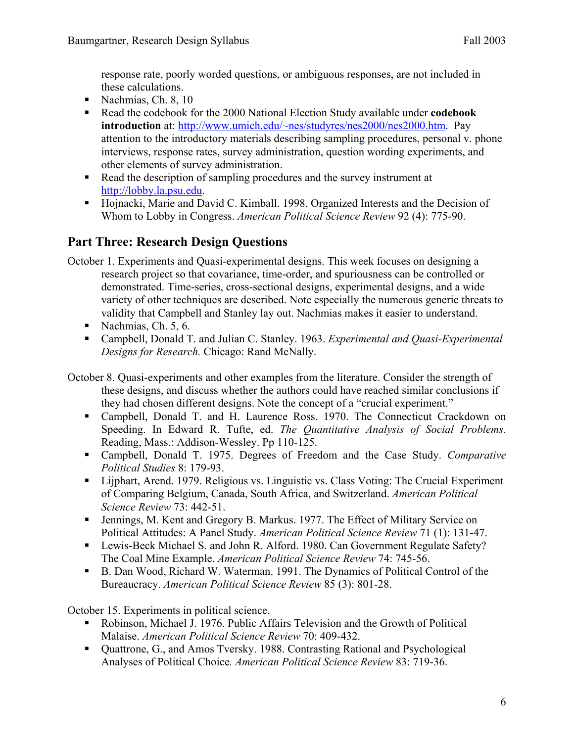response rate, poorly worded questions, or ambiguous responses, are not included in these calculations.

- Nachmias, Ch. 8, 10
- Read the codebook for the 2000 National Election Study available under **codebook introduction** at: http://www.umich.edu/~nes/studyres/nes2000/nes2000.htm. Pay attention to the introductory materials describing sampling procedures, personal v. phone interviews, response rates, survey administration, question wording experiments, and other elements of survey administration.
- Read the description of sampling procedures and the survey instrument at http://lobby.la.psu.edu.
- Hojnacki, Marie and David C. Kimball. 1998. Organized Interests and the Decision of Whom to Lobby in Congress. *American Political Science Review* 92 (4): 775-90.

## Part Three: Research Design Questions

October 1. Experiments and Quasi-experimental designs. This week focuses on designing a research project so that covariance, time-order, and spuriousness can be controlled or demonstrated. Time-series, cross-sectional designs, experimental designs, and a wide variety of other techniques are described. Note especially the numerous generic threats to validity that Campbell and Stanley lay out. Nachmias makes it easier to understand.

- Nachmias, Ch. 5, 6.
- Campbell, Donald T. and Julian C. Stanley. 1963. *Experimental and Quasi-Experimental Designs for Research.* Chicago: Rand McNally.

October 8. Quasi-experiments and other examples from the literature. Consider the strength of these designs, and discuss whether the authors could have reached similar conclusions if they had chosen different designs. Note the concept of a "crucial experiment."

- Campbell, Donald T. and H. Laurence Ross. 1970. The Connecticut Crackdown on Speeding. In Edward R. Tufte, ed. *The Quantitative Analysis of Social Problems.* Reading, Mass.: Addison-Wessley. Pp 110-125.
- Campbell, Donald T. 1975. Degrees of Freedom and the Case Study. *Comparative Political Studies* 8: 179-93.
- Lijphart, Arend. 1979. Religious vs. Linguistic vs. Class Voting: The Crucial Experiment of Comparing Belgium, Canada, South Africa, and Switzerland. *American Political Science Review* 73: 442-51.
- Jennings, M. Kent and Gregory B. Markus. 1977. The Effect of Military Service on Political Attitudes: A Panel Study. *American Political Science Review* 71 (1): 131-47.
- Lewis-Beck Michael S. and John R. Alford. 1980. Can Government Regulate Safety? The Coal Mine Example. *American Political Science Review* 74: 745-56.
- B. Dan Wood, Richard W. Waterman. 1991. The Dynamics of Political Control of the Bureaucracy. *American Political Science Review* 85 (3): 801-28.

October 15. Experiments in political science.

- Robinson, Michael J. 1976. Public Affairs Television and the Growth of Political Malaise. *American Political Science Review* 70: 409-432.
- Quattrone, G., and Amos Tversky. 1988. Contrasting Rational and Psychological Analyses of Political Choice*.* *American Political Science Review* 83: 719-36.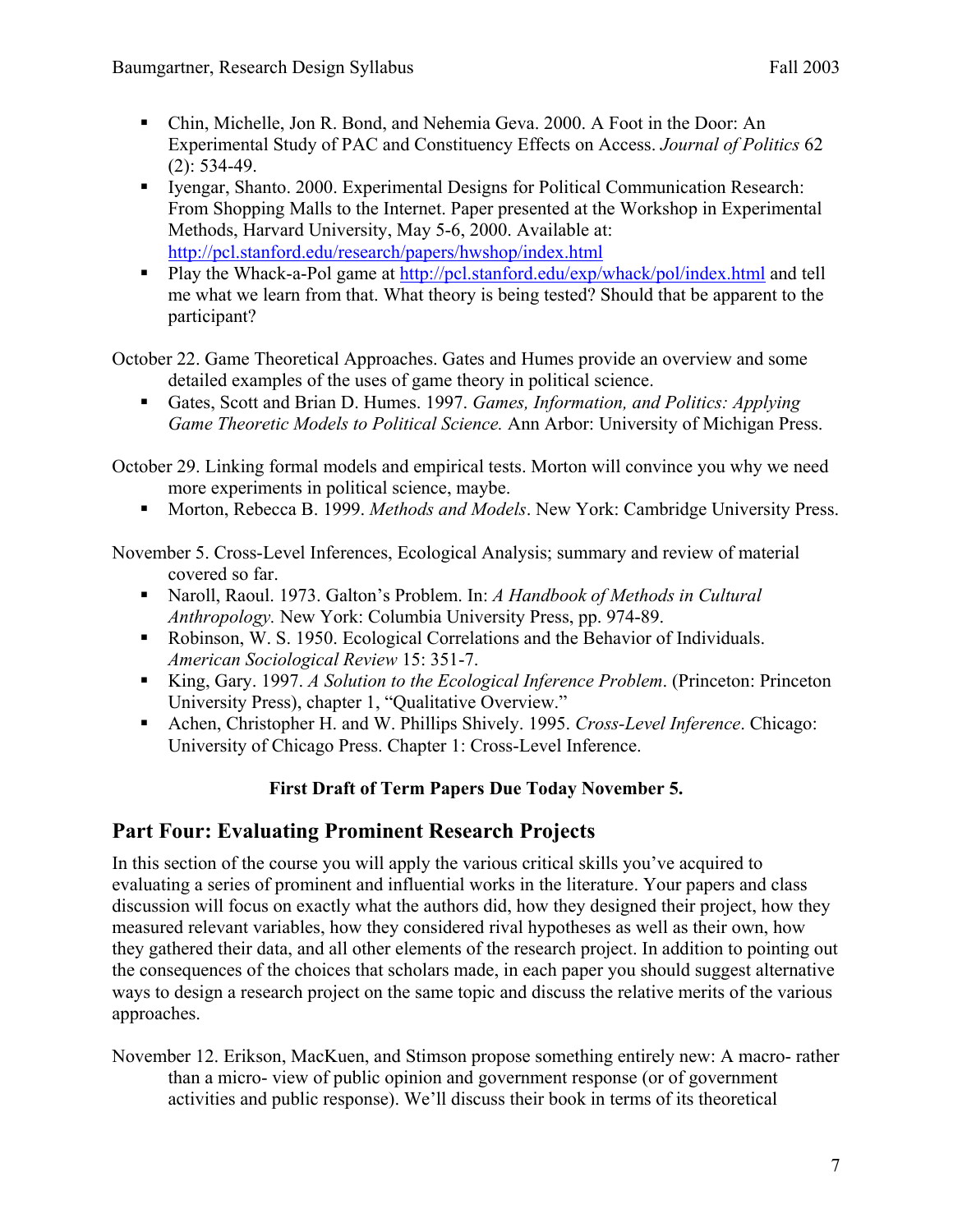- Chin, Michelle, Jon R. Bond, and Nehemia Geva. 2000. A Foot in the Door: An Experimental Study of PAC and Constituency Effects on Access. *Journal of Politics* 62 (2): 534-49.
- Iyengar, Shanto. 2000. Experimental Designs for Political Communication Research: From Shopping Malls to the Internet. Paper presented at the Workshop in Experimental Methods, Harvard University, May 5-6, 2000. Available at: http://pcl.stanford.edu/research/papers/hwshop/index.html
- Play the Whack-a-Pol game at http://pcl.stanford.edu/exp/whack/pol/index.html and tell me what we learn from that. What theory is being tested? Should that be apparent to the participant?

October 22. Game Theoretical Approaches. Gates and Humes provide an overview and some detailed examples of the uses of game theory in political science.

- Gates, Scott and Brian D. Humes. 1997. *Games, Information, and Politics: Applying Game Theoretic Models to Political Science.* Ann Arbor: University of Michigan Press.

October 29. Linking formal models and empirical tests. Morton will convince you why we need more experiments in political science, maybe.

- Morton, Rebecca B. 1999. *Methods and Models*. New York: Cambridge University Press.

November 5. Cross-Level Inferences, Ecological Analysis; summary and review of material covered so far.

- Naroll, Raoul. 1973. Galton's Problem. In: *A Handbook of Methods in Cultural Anthropology.* New York: Columbia University Press, pp. 974-89.
- Robinson, W. S. 1950. Ecological Correlations and the Behavior of Individuals. *American Sociological Review* 15: 351-7.
- King, Gary. 1997. *A Solution to the Ecological Inference Problem*. (Princeton: Princeton University Press), chapter 1, "Qualitative Overview."
- Achen, Christopher H. and W. Phillips Shively. 1995. *Cross-Level Inference*. Chicago: University of Chicago Press. Chapter 1: Cross-Level Inference.

**First Draft of Term Papers Due Today November 5.**

## Part Four: Evaluating Prominent Research Projects

In this section of the course you will apply the various critical skills you've acquired to evaluating a series of prominent and influential works in the literature. Your papers and class discussion will focus on exactly what the authors did, how they designed their project, how they measured relevant variables, how they considered rival hypotheses as well as their own, how they gathered their data, and all other elements of the research project. In addition to pointing out the consequences of the choices that scholars made, in each paper you should suggest alternative ways to design a research project on the same topic and discuss the relative merits of the various approaches.

November 12. Erikson, MacKuen, and Stimson propose something entirely new: A macro- rather than a micro- view of public opinion and government response (or of government activities and public response). We'll discuss their book in terms of its theoretical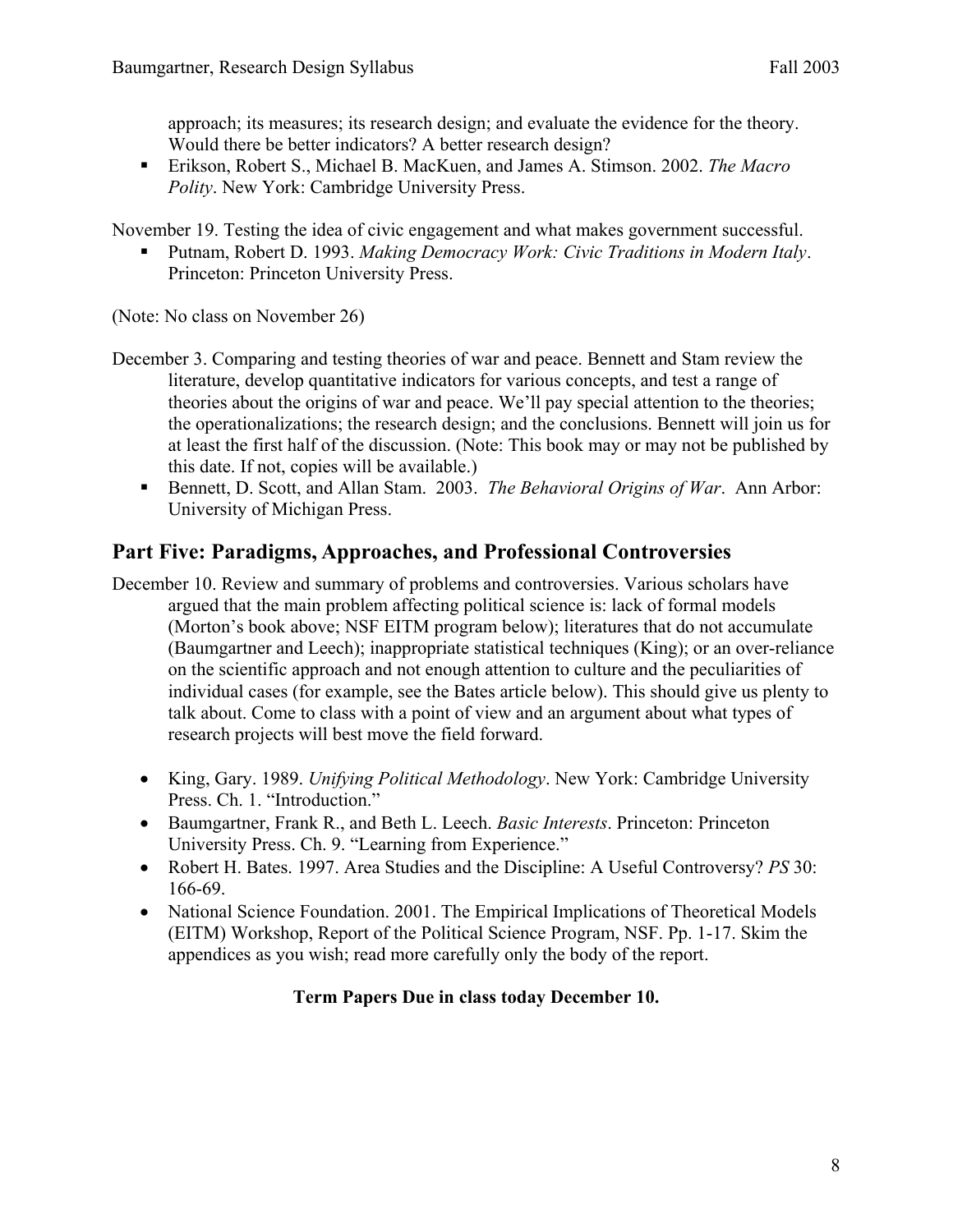approach; its measures; its research design; and evaluate the evidence for the theory. Would there be better indicators? A better research design?

- Erikson, Robert S., Michael B. MacKuen, and James A. Stimson. 2002. *The Macro Polity*. New York: Cambridge University Press.

November 19. Testing the idea of civic engagement and what makes government successful.

- Putnam, Robert D. 1993. *Making Democracy Work: Civic Traditions in Modern Italy*. Princeton: Princeton University Press.

(Note: No class on November 26)

December 3. Comparing and testing theories of war and peace. Bennett and Stam review the literature, develop quantitative indicators for various concepts, and test a range of theories about the origins of war and peace. We'll pay special attention to the theories; the operationalizations; the research design; and the conclusions. Bennett will join us for at least the first half of the discussion. (Note: This book may or may not be published by this date. If not, copies will be available.)

- Bennett, D. Scott, and Allan Stam. 2003. *The Behavioral Origins of War*. Ann Arbor: University of Michigan Press.

## Part Five: Paradigms, Approaches, and Professional Controversies

December 10. Review and summary of problems and controversies. Various scholars have argued that the main problem affecting political science is: lack of formal models (Morton's book above; NSF EITM program below); literatures that do not accumulate (Baumgartner and Leech); inappropriate statistical techniques (King); or an over-reliance on the scientific approach and not enough attention to culture and the peculiarities of individual cases (for example, see the Bates article below). This should give us plenty to talk about. Come to class with a point of view and an argument about what types of research projects will best move the field forward.

- King, Gary. 1989. *Unifying Political Methodology*. New York: Cambridge University Press. Ch. 1. "Introduction."
- Baumgartner, Frank R., and Beth L. Leech. *Basic Interests*. Princeton: Princeton University Press. Ch. 9. "Learning from Experience."
- Robert H. Bates. 1997. Area Studies and the Discipline: A Useful Controversy? *PS* 30: 166-69.
- National Science Foundation. 2001. The Empirical Implications of Theoretical Models (EITM) Workshop, Report of the Political Science Program, NSF. Pp. 1-17. Skim the appendices as you wish; read more carefully only the body of the report.

**Term Papers Due in class today December 10.**